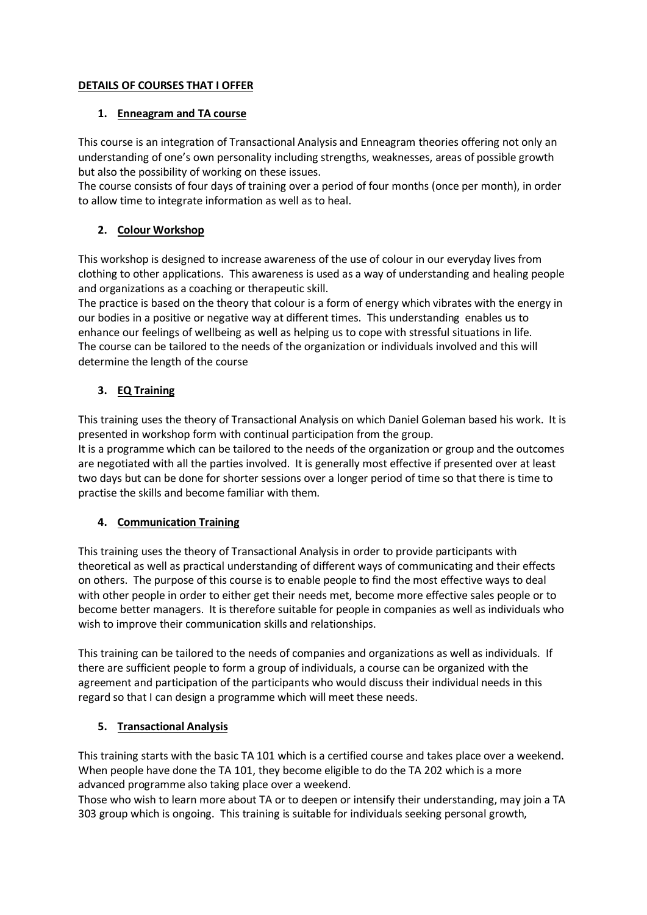## **DETAILS OF COURSES THAT I OFFER**

### 1. **Enneagram and TA course**

This course is an integration of Transactional Analysis and Enneagram theories offering not only an understanding of one's own personality including strengths, weaknesses, areas of possible growth but also the possibility of working on these issues.
The course consists of four days of training over a period of four months (once per month), in order to allow time to integrate information as well as to heal.

### 2. **Colour Workshop**

This workshop is designed to increase awareness of the use of colour in our everyday lives from clothing to other applications. This awareness is used as a way of understanding and healing people and organizations as a coaching or therapeutic skill.
The practice is based on the theory that colour is a form of energy which vibrates with the energy in our bodies in a positive or negative way at different times. This understanding enables us to enhance our feelings of wellbeing as well as helping us to cope with stressful situations in life.
The course can be tailored to the needs of the organization or individuals involved and this will determine the length of the course

### 3. **EQ Training**

This training uses the theory of Transactional Analysis on which Daniel Goleman based his work. It is presented in workshop form with continual participation from the group.
It is a programme which can be tailored to the needs of the organization or group and the outcomes are negotiated with all the parties involved. It is generally most effective if presented over at least two days but can be done for shorter sessions over a longer period of time so that there is time to practise the skills and become familiar with them.

### 4. **Communication Training**

This training uses the theory of Transactional Analysis in order to provide participants with theoretical as well as practical understanding of different ways of communicating and their effects on others. The purpose of this course is to enable people to find the most effective ways to deal with other people in order to either get their needs met, become more effective sales people or to become better managers. It is therefore suitable for people in companies as well as individuals who wish to improve their communication skills and relationships.

This training can be tailored to the needs of companies and organizations as well as individuals. If there are sufficient people to form a group of individuals, a course can be organized with the agreement and participation of the participants who would discuss their individual needs in this regard so that I can design a programme which will meet these needs.

### 5. **Transactional Analysis**

This training starts with the basic TA 101 which is a certified course and takes place over a weekend. When people have done the TA 101, they become eligible to do the TA 202 which is a more advanced programme also taking place over a weekend.
Those who wish to learn more about TA or to deepen or intensify their understanding, may join a TA 303 group which is ongoing. This training is suitable for individuals seeking personal growth,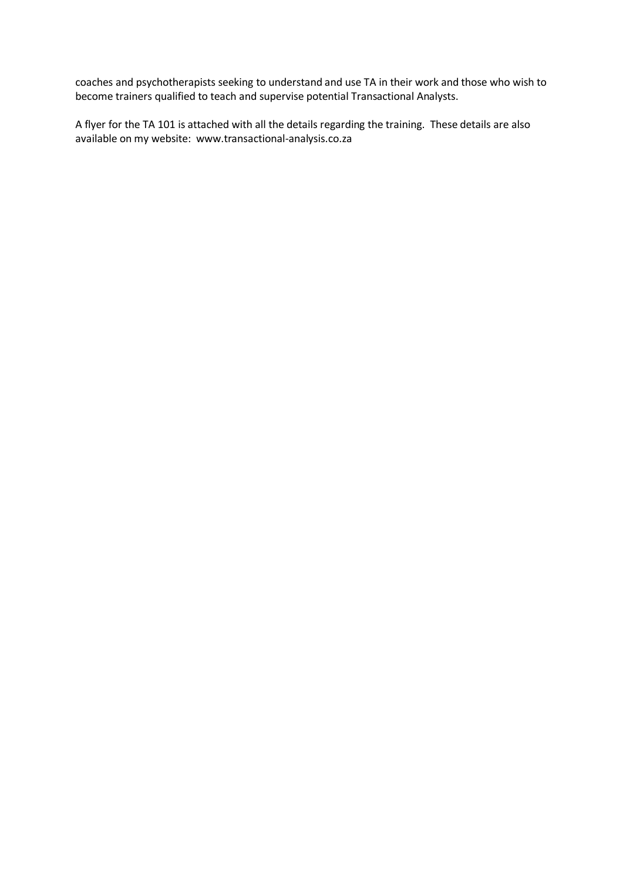coaches and psychotherapists seeking to understand and use TA in their work and those who wish to become trainers qualified to teach and supervise potential Transactional Analysts.

A flyer for the TA 101 is attached with all the details regarding the training. These details are also available on my website: www.transactional-analysis.co.za